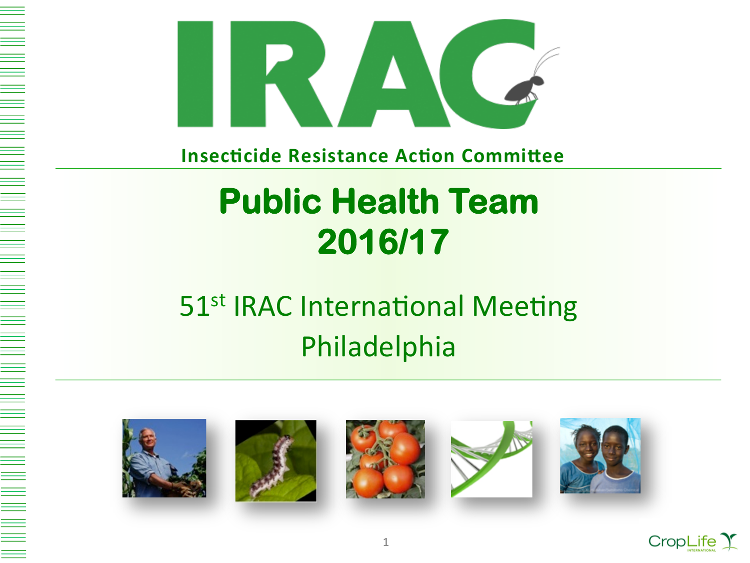# IRAC

**Insecticide Resistance Action Committee**

## Public Health Team 2016/17

51st IRAC International Meeting
Philadelphia

CropLife INTERNATIONAL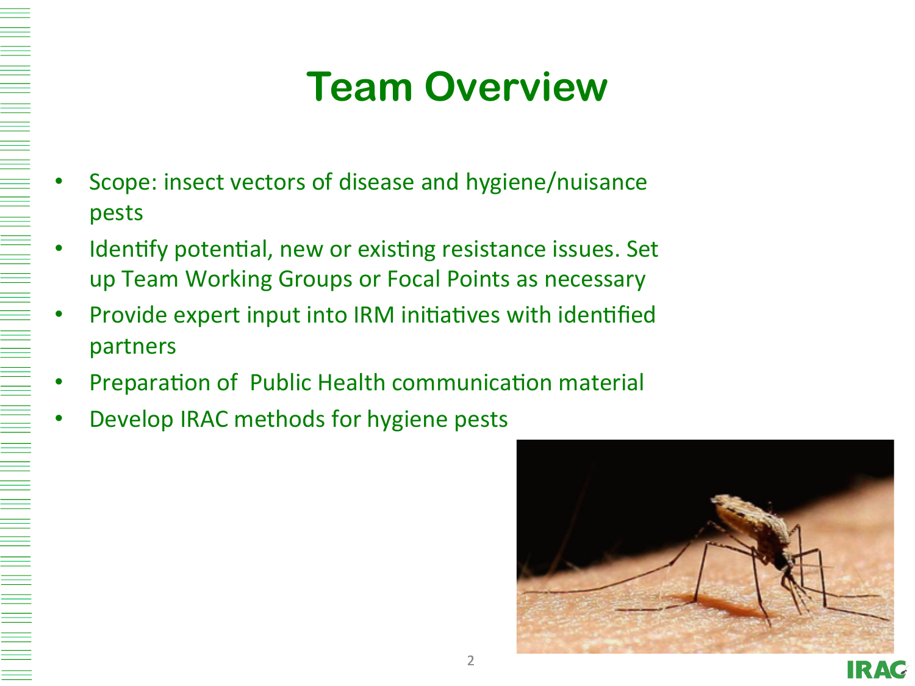# Team Overview

- Scope: insect vectors of disease and hygiene/nuisance pests
- Identify potential, new or existing resistance issues. Set up Team Working Groups or Focal Points as necessary
- Provide expert input into IRM initiatives with identified partners
- Preparation of Public Health communication material
- Develop IRAC methods for hygiene pests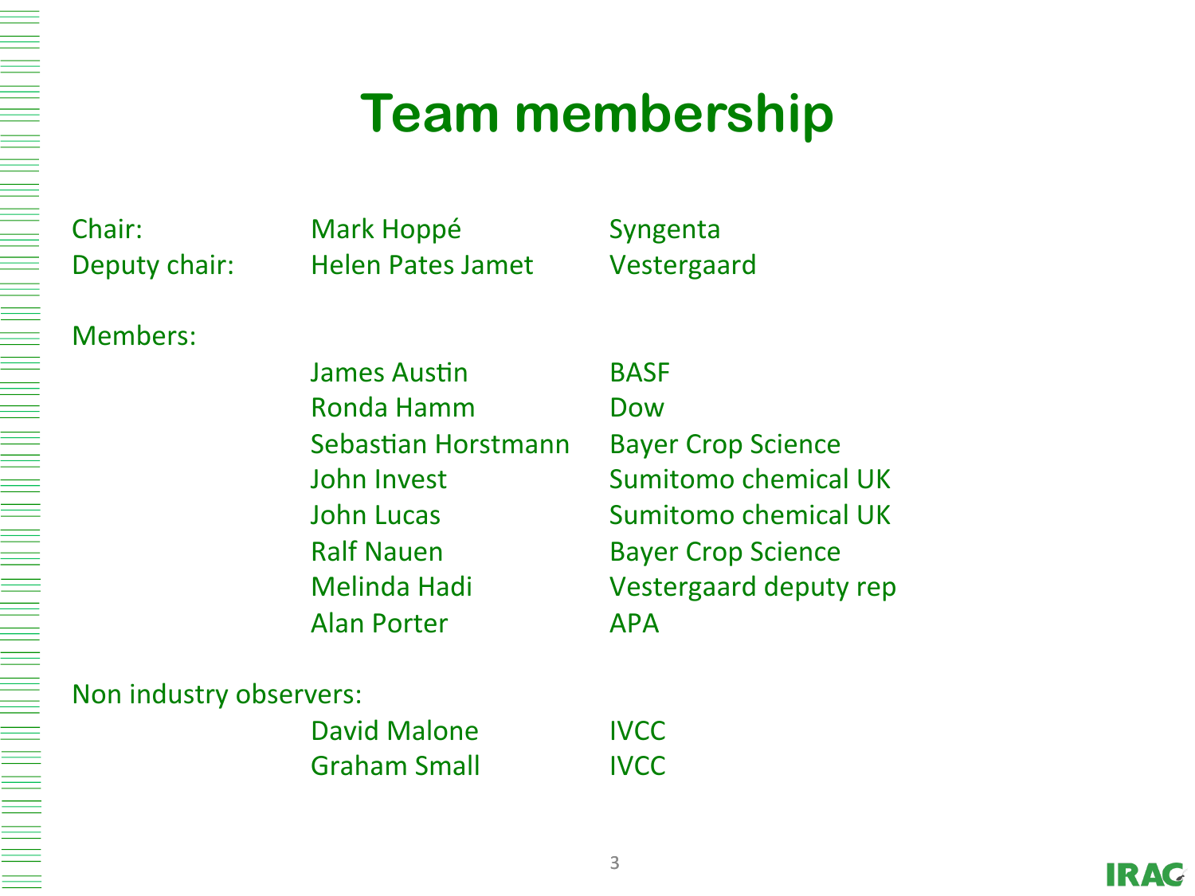# Team membership

| | | |
|---|---|---|
| Chair: | Mark Hoppé | Syngenta |
| Deputy chair: | Helen Pates Jamet | Vestergaard |
| Members: | | |
| | James Austin | BASF |
| | Ronda Hamm | Dow |
| | Sebastian Horstmann | Bayer Crop Science |
| | John Invest | Sumitomo chemical UK |
| | John Lucas | Sumitomo chemical UK |
| | Ralf Nauen | Bayer Crop Science |
| | Melinda Hadi | Vestergaard deputy rep |
| | Alan Porter | APA |
| Non industry observers: | | |
| | David Malone | IVCC |
| | Graham Small | IVCC |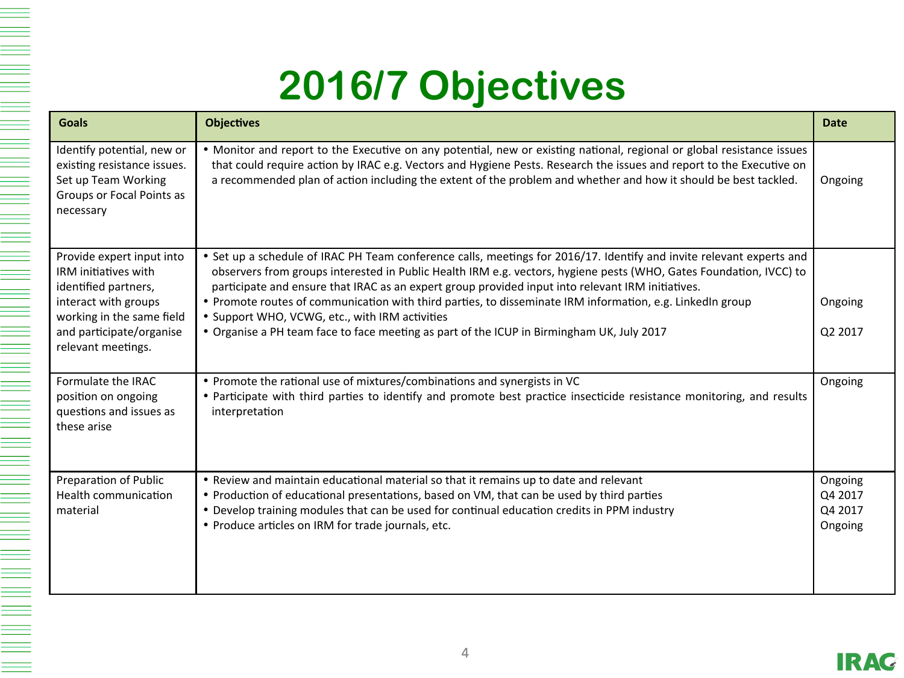# 2016/7 Objectives

| Goals | Objectives | Date |
|---|---|---|
| Identify potential, new or existing resistance issues. Set up Team Working Groups or Focal Points as necessary | • Monitor and report to the Executive on any potential, new or existing national, regional or global resistance issues that could require action by IRAC e.g. Vectors and Hygiene Pests. Research the issues and report to the Executive on a recommended plan of action including the extent of the problem and whether and how it should be best tackled. | Ongoing |
| Provide expert input into IRM initiatives with identified partners, interact with groups working in the same field and participate/organise relevant meetings. | • Set up a schedule of IRAC PH Team conference calls, meetings for 2016/17. Identify and invite relevant experts and observers from groups interested in Public Health IRM e.g. vectors, hygiene pests (WHO, Gates Foundation, IVCC) to participate and ensure that IRAC as an expert group provided input into relevant IRM initiatives.<br>• Promote routes of communication with third parties, to disseminate IRM information, e.g. LinkedIn group<br>• Support WHO, VCWG, etc., with IRM activities<br>• Organise a PH team face to face meeting as part of the ICUP in Birmingham UK, July 2017 | Ongoing<br><br>Q2 2017 |
| Formulate the IRAC position on ongoing questions and issues as these arise | • Promote the rational use of mixtures/combinations and synergists in VC<br>• Participate with third parties to identify and promote best practice insecticide resistance monitoring, and results interpretation | Ongoing |
| Preparation of Public Health communication material | • Review and maintain educational material so that it remains up to date and relevant<br>• Production of educational presentations, based on VM, that can be used by third parties<br>• Develop training modules that can be used for continual education credits in PPM industry<br>• Produce articles on IRM for trade journals, etc. | Ongoing<br>Q4 2017<br>Q4 2017<br>Ongoing |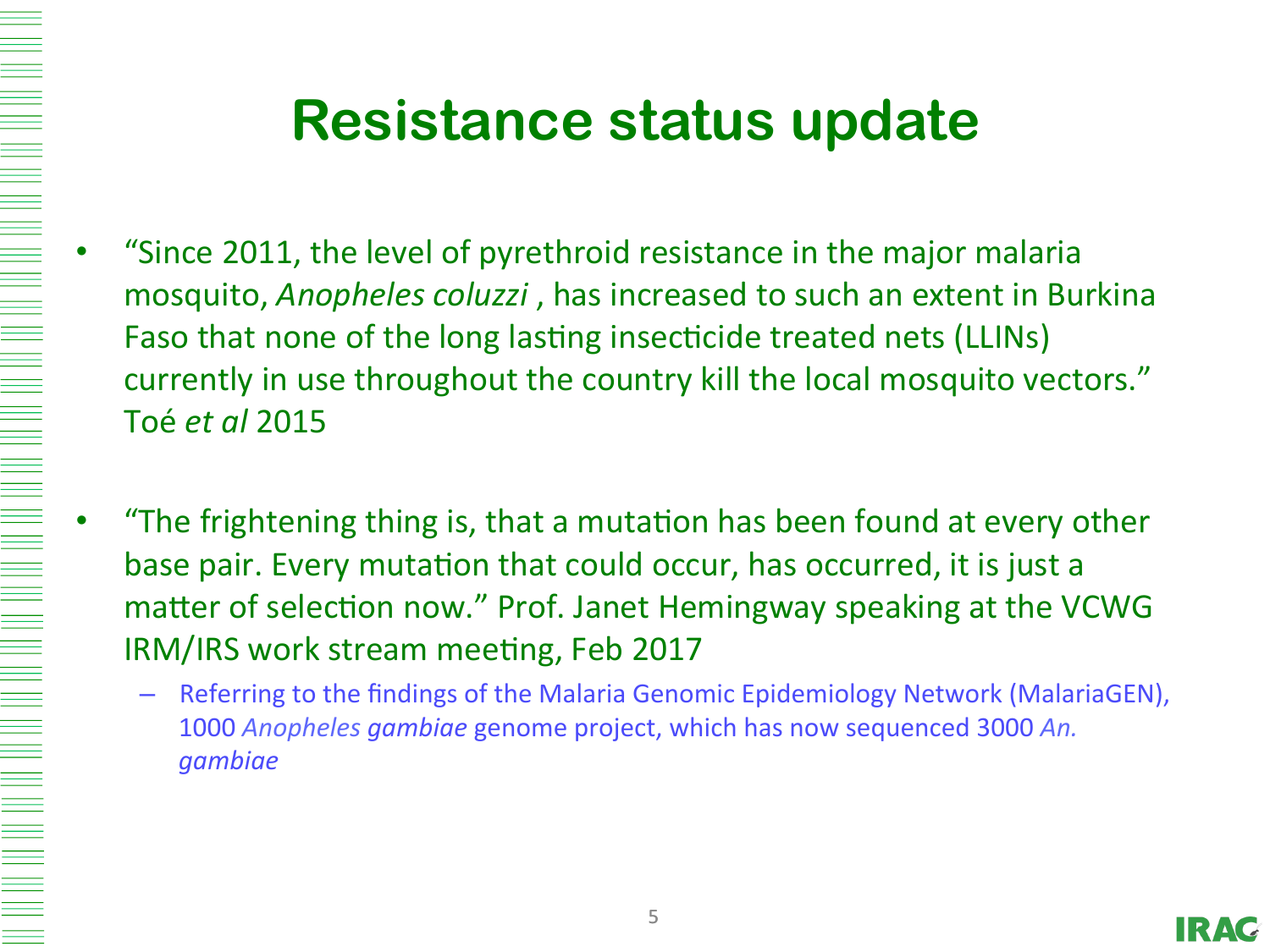# Resistance status update

- "Since 2011, the level of pyrethroid resistance in the major malaria mosquito, *Anopheles coluzzi* , has increased to such an extent in Burkina Faso that none of the long lasting insecticide treated nets (LLINs) currently in use throughout the country kill the local mosquito vectors." Toé *et al* 2015

- "The frightening thing is, that a mutation has been found at every other base pair. Every mutation that could occur, has occurred, it is just a matter of selection now." Prof. Janet Hemingway speaking at the VCWG IRM/IRS work stream meeting, Feb 2017
  - Referring to the findings of the Malaria Genomic Epidemiology Network (MalariaGEN), 1000 *Anopheles gambiae* genome project, which has now sequenced 3000 *An. gambiae*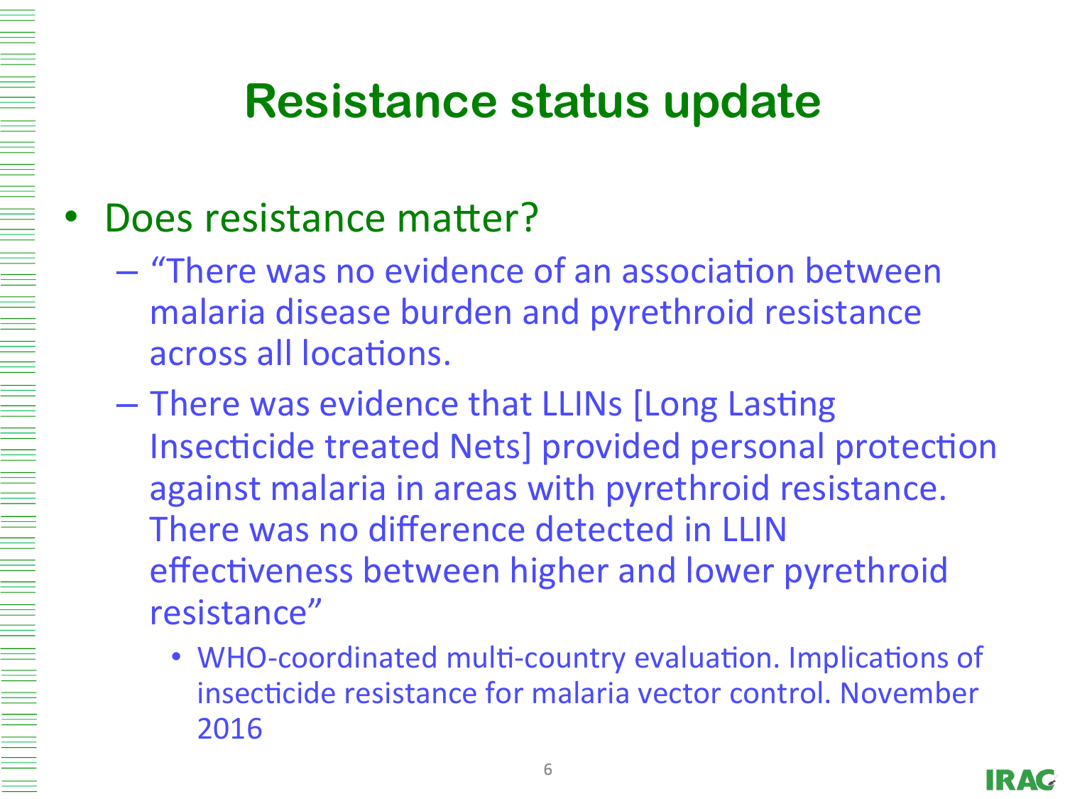# Resistance status update

- Does resistance matter?
  - "There was no evidence of an association between malaria disease burden and pyrethroid resistance across all locations.
  - There was evidence that LLINs [Long Lasting Insecticide treated Nets] provided personal protection against malaria in areas with pyrethroid resistance. There was no difference detected in LLIN effectiveness between higher and lower pyrethroid resistance"
    - WHO-coordinated multi-country evaluation. Implications of insecticide resistance for malaria vector control. November 2016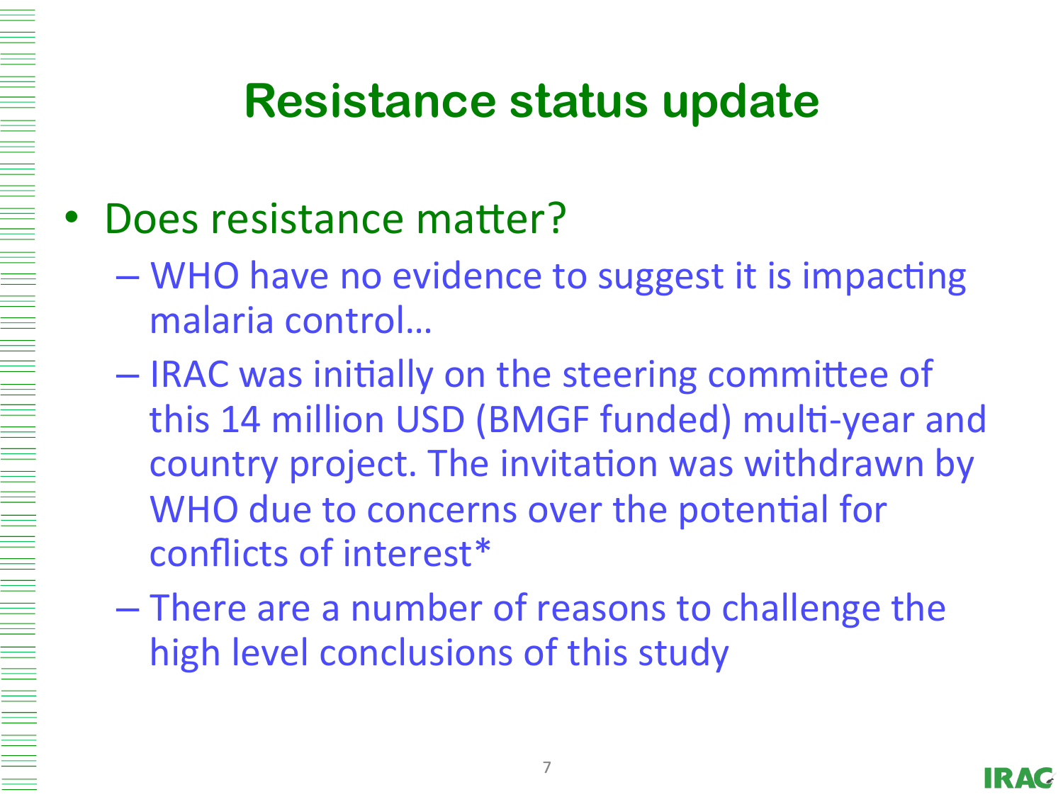# Resistance status update

- Does resistance matter?
  - WHO have no evidence to suggest it is impacting malaria control…
  - IRAC was initially on the steering committee of this 14 million USD (BMGF funded) multi-year and country project. The invitation was withdrawn by WHO due to concerns over the potential for conflicts of interest*
  - There are a number of reasons to challenge the high level conclusions of this study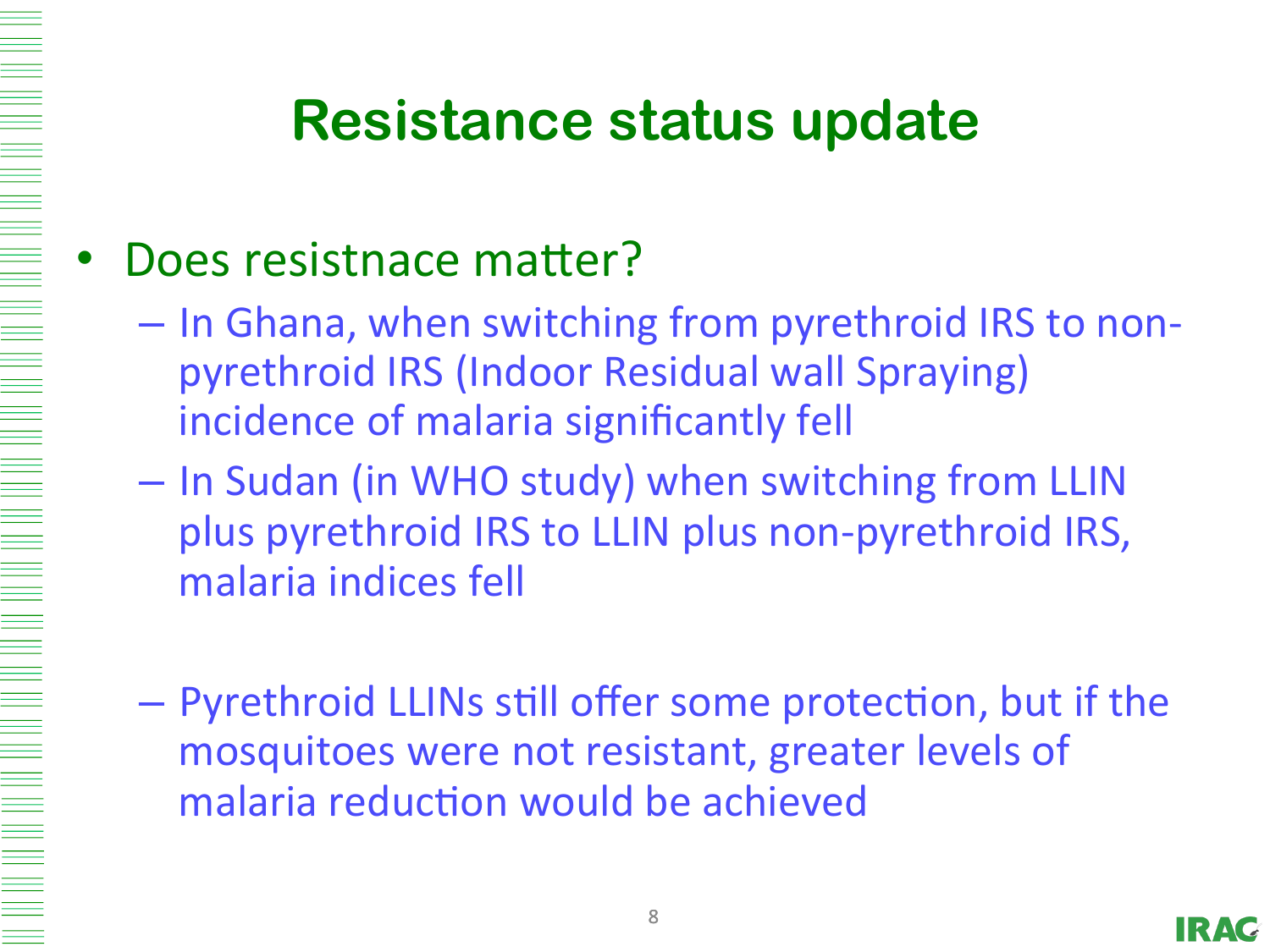# Resistance status update

- Does resistnace matter?
  - In Ghana, when switching from pyrethroid IRS to non-pyrethroid IRS (Indoor Residual wall Spraying) incidence of malaria significantly fell
  - In Sudan (in WHO study) when switching from LLIN plus pyrethroid IRS to LLIN plus non-pyrethroid IRS, malaria indices fell
  - Pyrethroid LLINs still offer some protection, but if the mosquitoes were not resistant, greater levels of malaria reduction would be achieved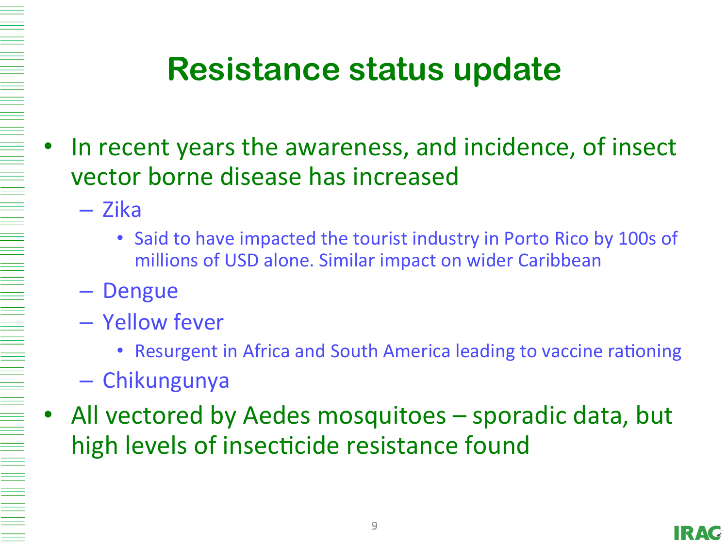# Resistance status update

- In recent years the awareness, and incidence, of insect vector borne disease has increased
  - Zika
    - Said to have impacted the tourist industry in Porto Rico by 100s of millions of USD alone. Similar impact on wider Caribbean
  - Dengue
  - Yellow fever
    - Resurgent in Africa and South America leading to vaccine rationing
  - Chikungunya
- All vectored by Aedes mosquitoes – sporadic data, but high levels of insecticide resistance found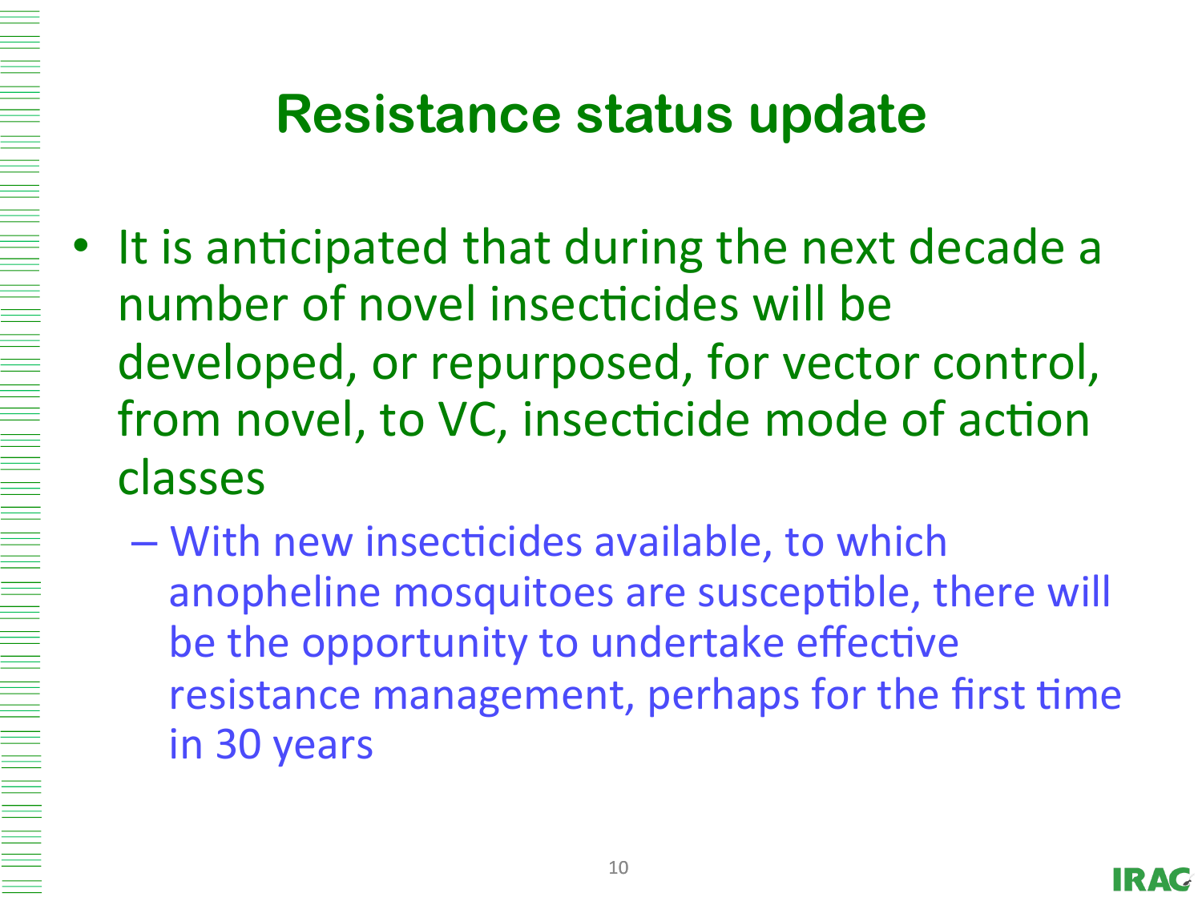# Resistance status update

- It is anticipated that during the next decade a number of novel insecticides will be developed, or repurposed, for vector control, from novel, to VC, insecticide mode of action classes
  - With new insecticides available, to which anopheline mosquitoes are susceptible, there will be the opportunity to undertake effective resistance management, perhaps for the first time in 30 years

IRAC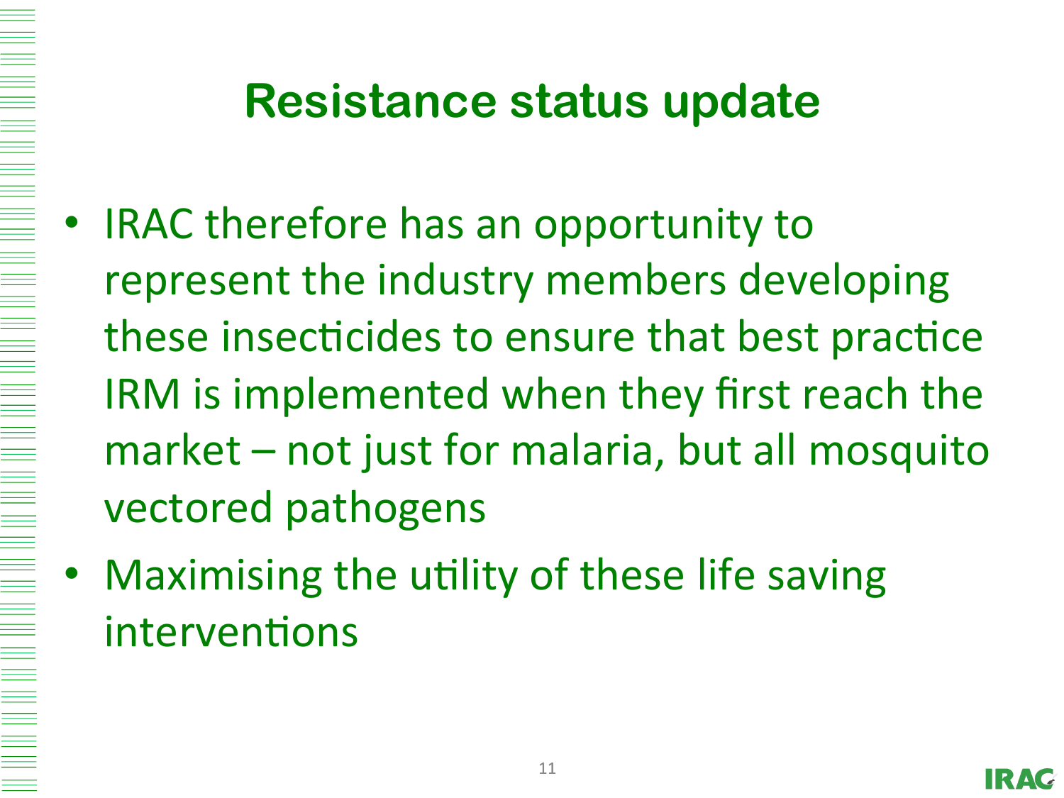# Resistance status update

- IRAC therefore has an opportunity to represent the industry members developing these insecticides to ensure that best practice IRM is implemented when they first reach the market – not just for malaria, but all mosquito vectored pathogens
- Maximising the utility of these life saving interventions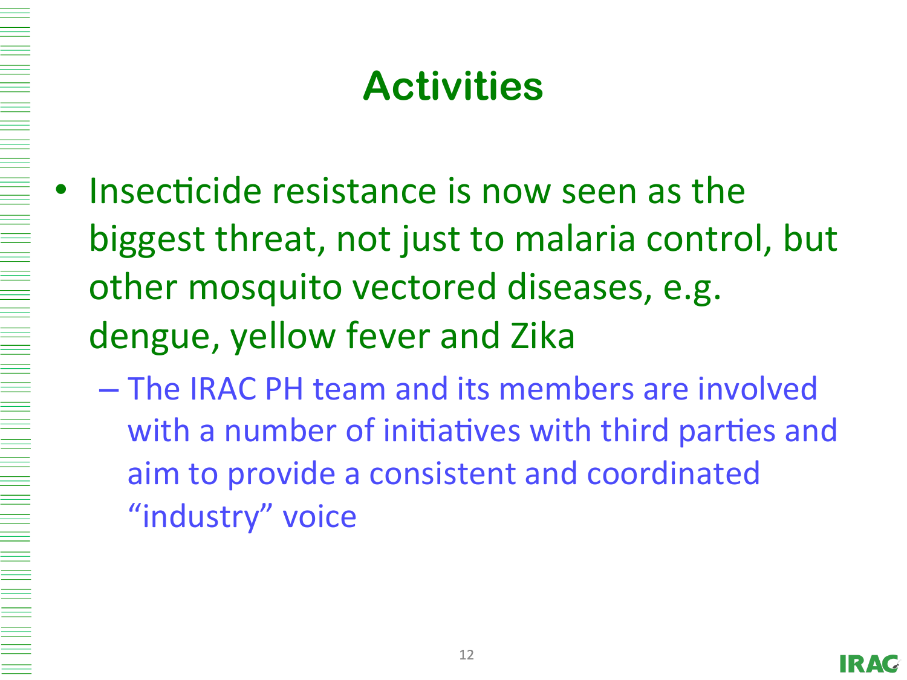# Activities

- Insecticide resistance is now seen as the biggest threat, not just to malaria control, but other mosquito vectored diseases, e.g. dengue, yellow fever and Zika
  - The IRAC PH team and its members are involved with a number of initiatives with third parties and aim to provide a consistent and coordinated "industry" voice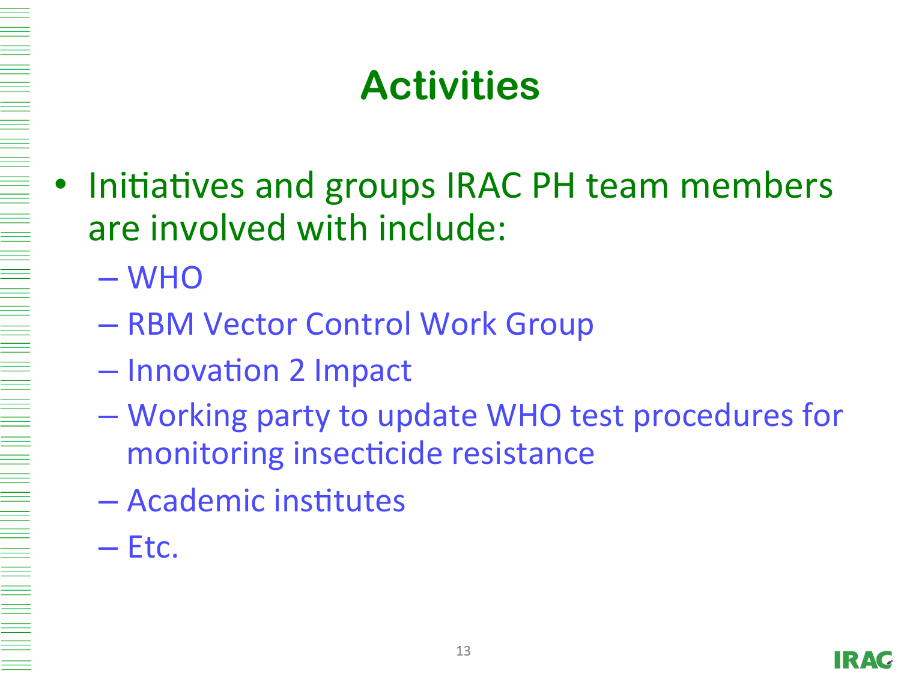# Activities

- Initiatives and groups IRAC PH team members are involved with include:
  - WHO
  - RBM Vector Control Work Group
  - Innovation 2 Impact
  - Working party to update WHO test procedures for monitoring insecticide resistance
  - Academic institutes
  - Etc.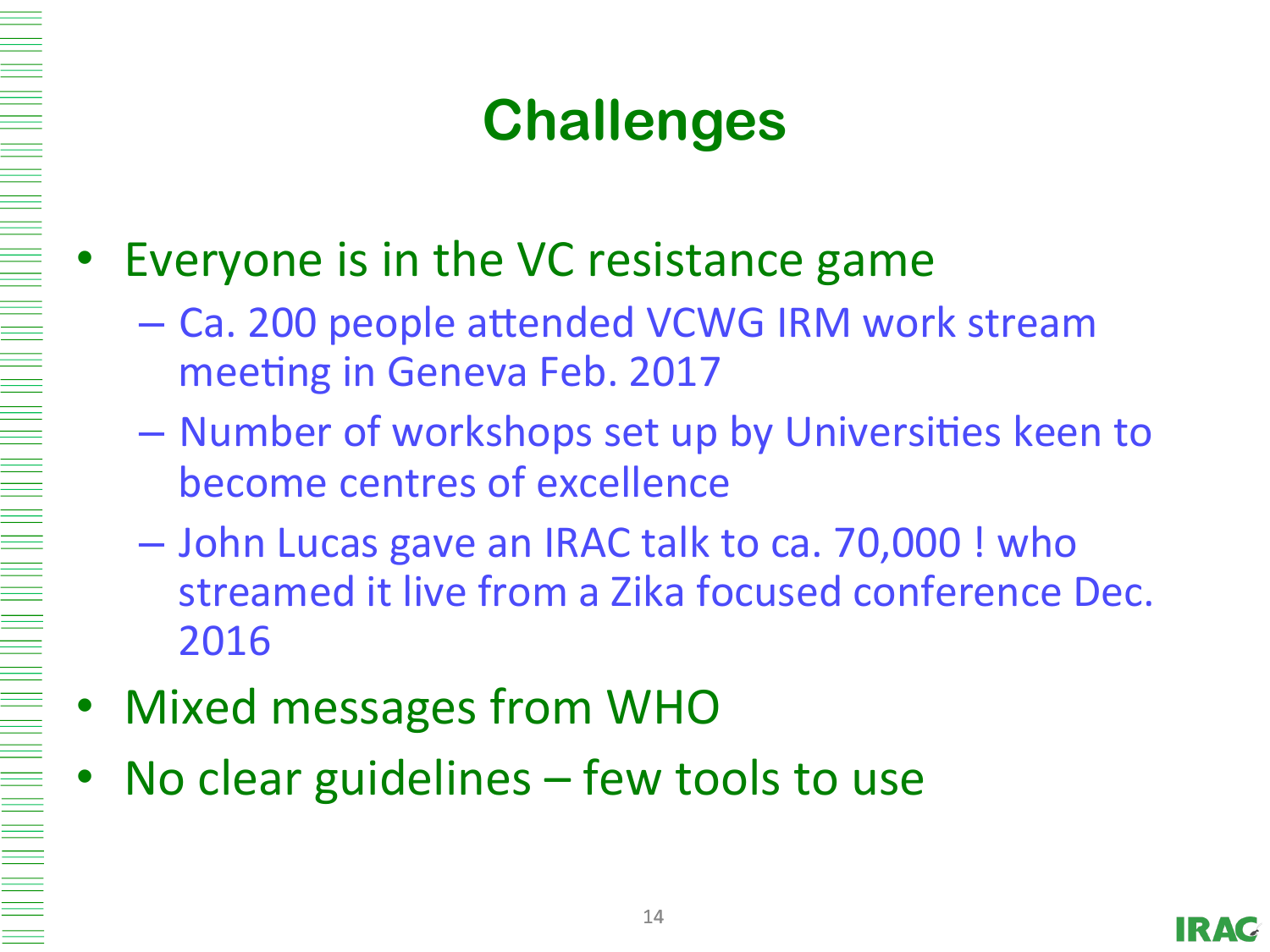# Challenges

- Everyone is in the VC resistance game
  - Ca. 200 people attended VCWG IRM work stream meeting in Geneva Feb. 2017
  - Number of workshops set up by Universities keen to become centres of excellence
  - John Lucas gave an IRAC talk to ca. 70,000 ! who streamed it live from a Zika focused conference Dec. 2016
- Mixed messages from WHO
- No clear guidelines – few tools to use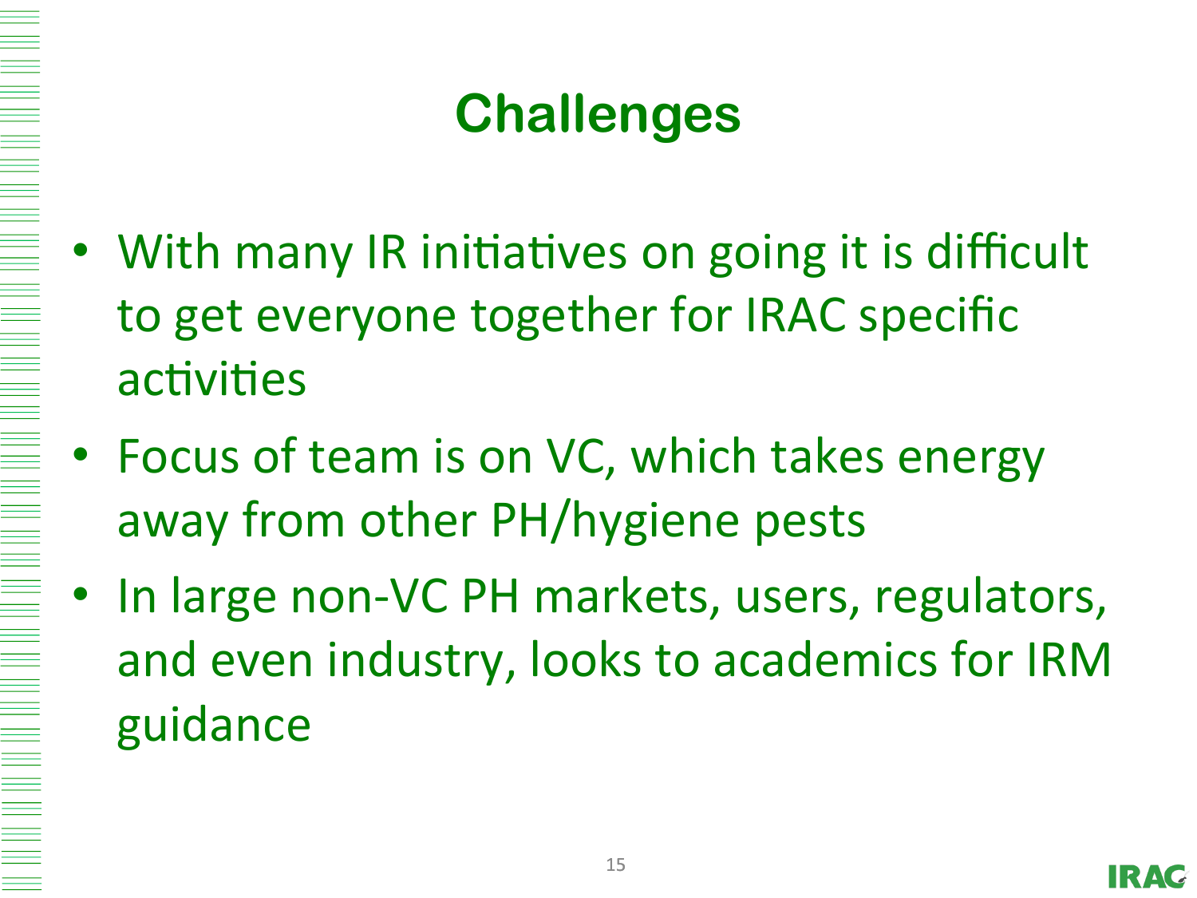# Challenges

- With many IR initiatives on going it is difficult to get everyone together for IRAC specific activities
- Focus of team is on VC, which takes energy away from other PH/hygiene pests
- In large non-VC PH markets, users, regulators, and even industry, looks to academics for IRM guidance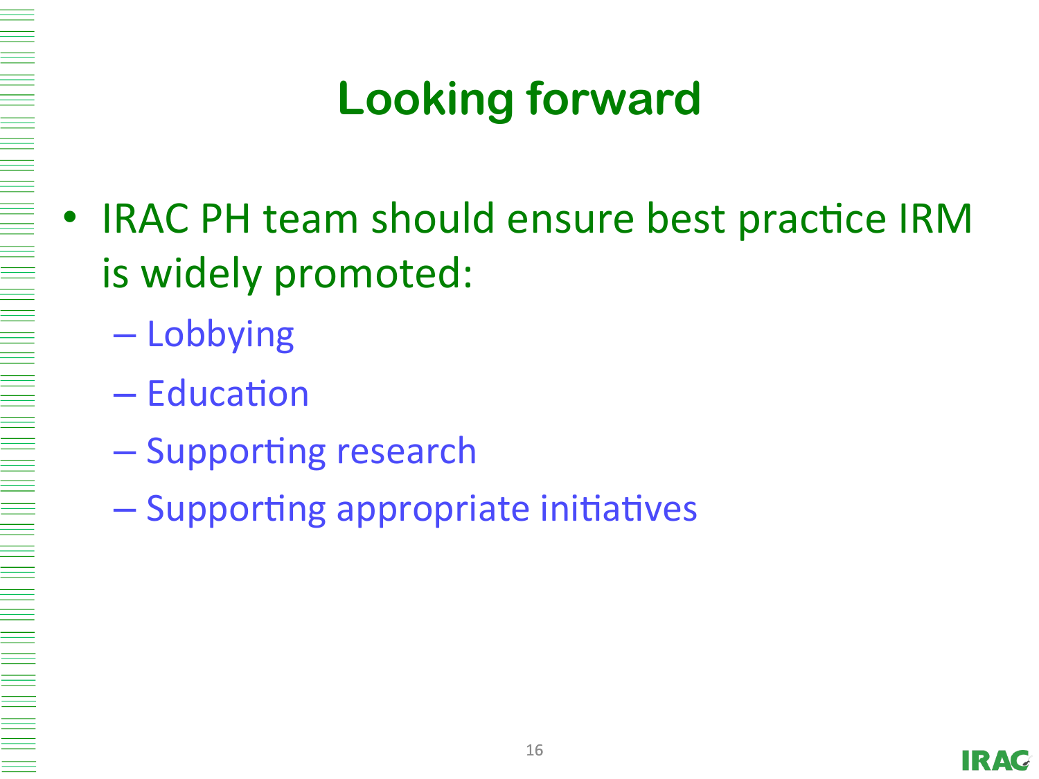# Looking forward

- IRAC PH team should ensure best practice IRM is widely promoted:
  - Lobbying
  - Education
  - Supporting research
  - Supporting appropriate initiatives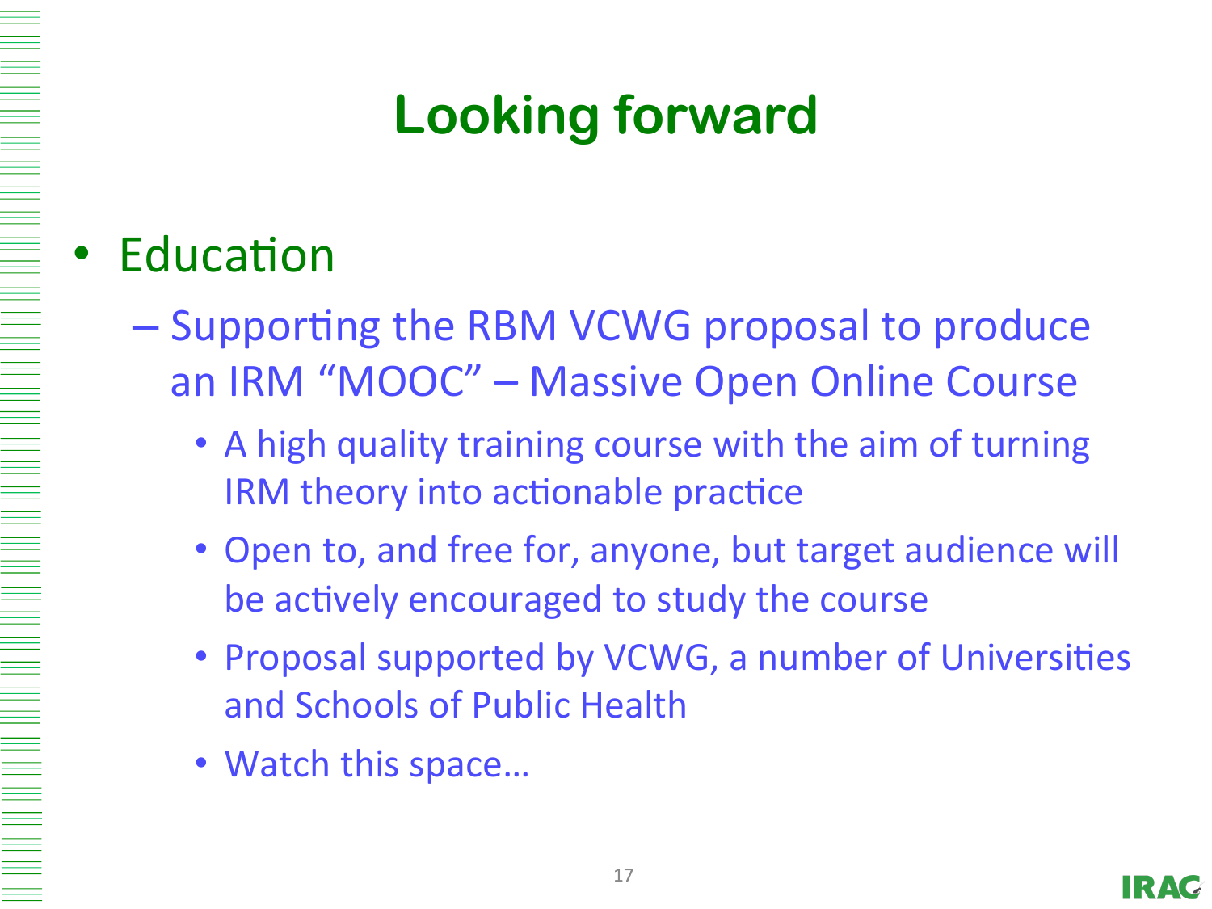# Looking forward

- Education
  - Supporting the RBM VCWG proposal to produce an IRM "MOOC" – Massive Open Online Course
    - A high quality training course with the aim of turning IRM theory into actionable practice
    - Open to, and free for, anyone, but target audience will be actively encouraged to study the course
    - Proposal supported by VCWG, a number of Universities and Schools of Public Health
    - Watch this space…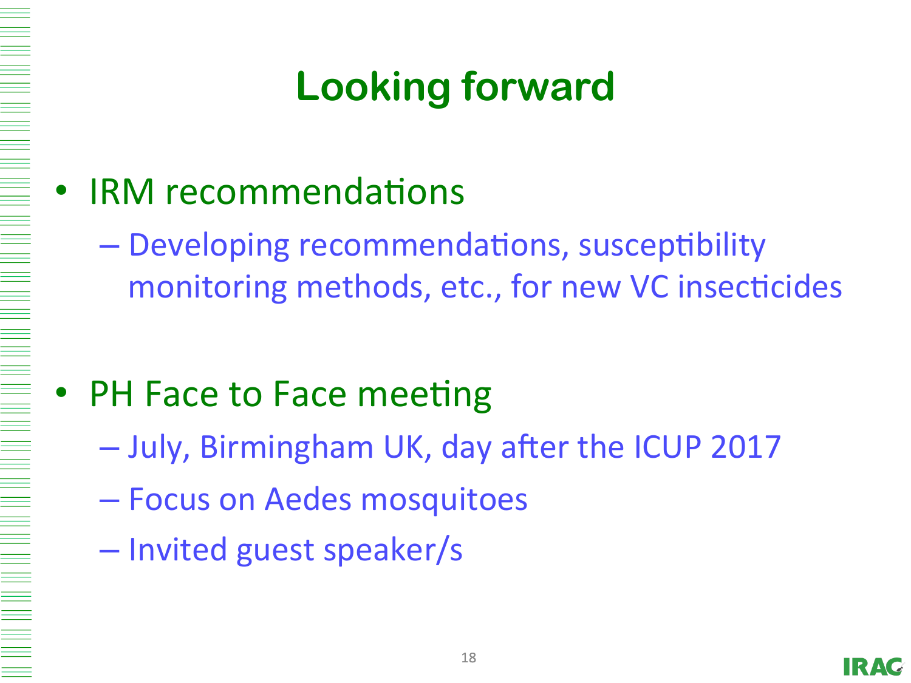# Looking forward

- IRM recommendations
  - Developing recommendations, susceptibility monitoring methods, etc., for new VC insecticides

- PH Face to Face meeting
  - July, Birmingham UK, day after the ICUP 2017
  - Focus on Aedes mosquitoes
  - Invited guest speaker/s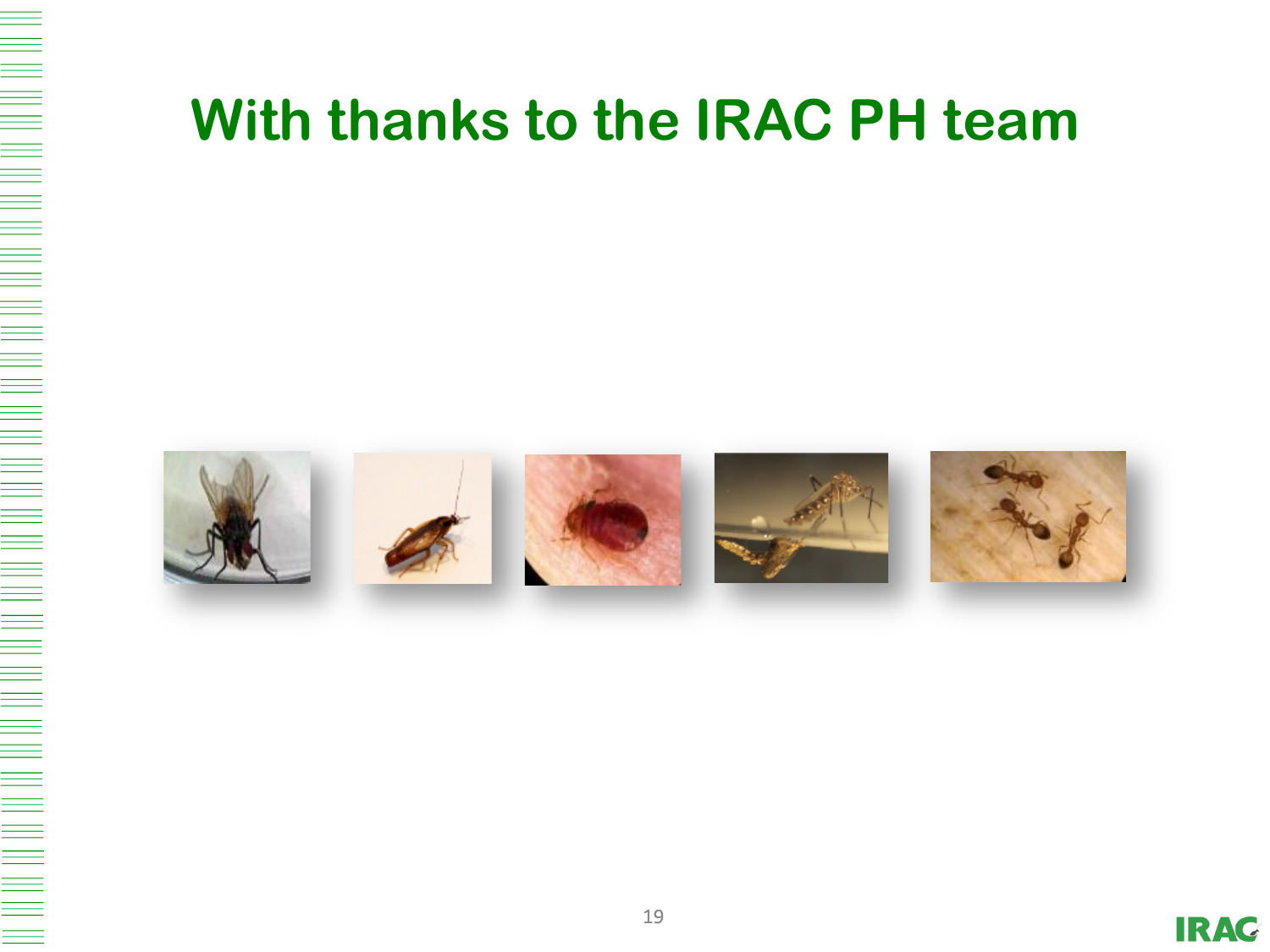# With thanks to the IRAC PH team